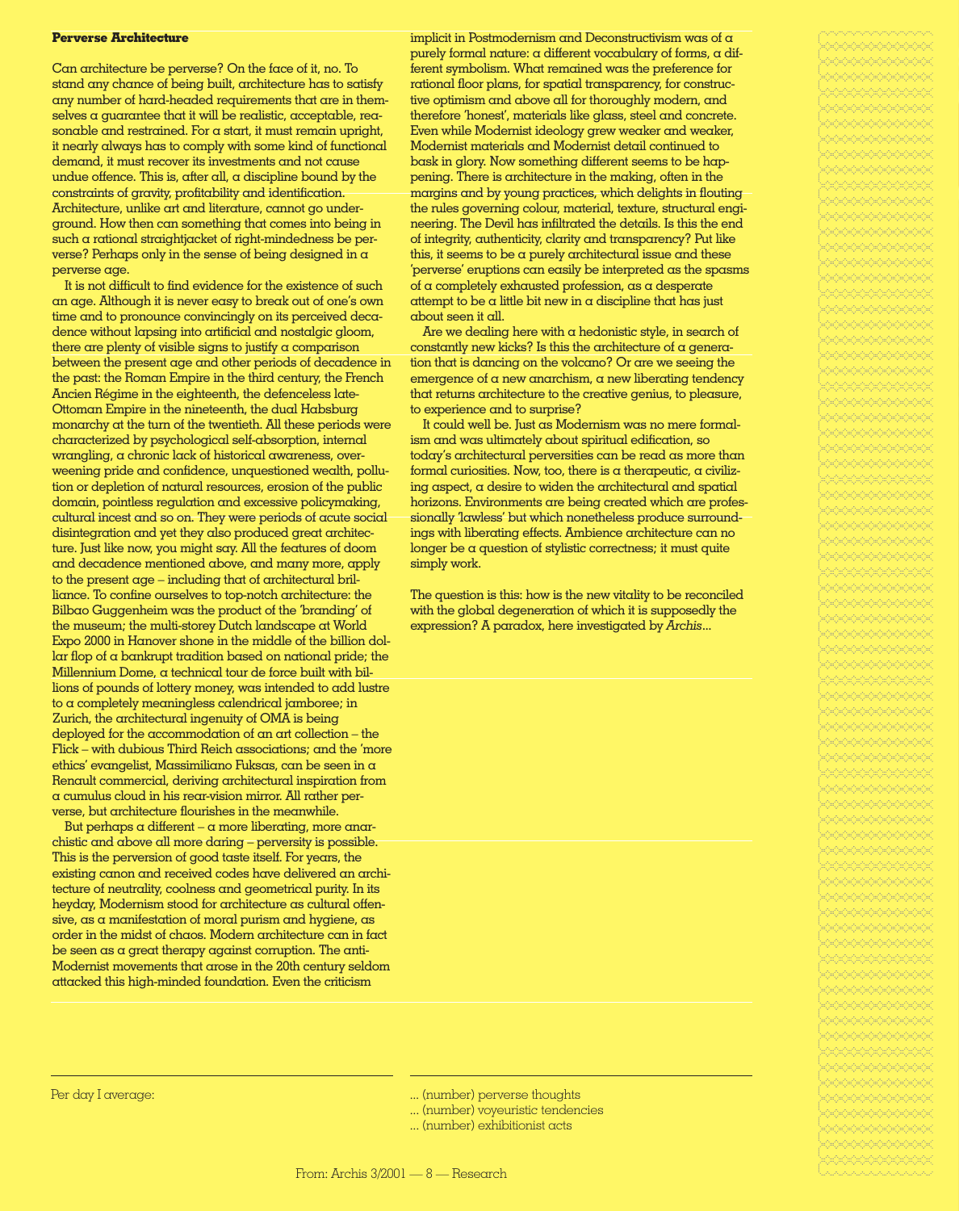**Perverse Architecture**

Can architecture be perverse? On the face of it, no. To stand any chance of being built, architecture has to satisfy any number of hard-headed requirements that are in themselves a guarantee that it will be realistic, acceptable, reasonable and restrained. For a start, it must remain upright, it nearly always has to comply with some kind of functional demand, it must recover its investments and not cause undue offence. This is, after all, a discipline bound by the constraints of gravity, profitability and identification. Architecture, unlike art and literature, cannot go underground. How then can something that comes into being in such a rational straightjacket of right-mindedness be perverse? Perhaps only in the sense of being designed in a perverse age.

It is not difficult to find evidence for the existence of such an age. Although it is never easy to break out of one's own time and to pronounce convincingly on its perceived decadence without lapsing into artificial and nostalgic gloom, there are plenty of visible signs to justify a comparison between the present age and other periods of decadence in the past: the Roman Empire in the third century, the French Ancien Régime in the eighteenth, the defenceless late-Ottoman Empire in the nineteenth, the dual Habsburg monarchy at the turn of the twentieth. All these periods were characterized by psychological self-absorption, internal wrangling, a chronic lack of historical awareness, overweening pride and confidence, unquestioned wealth, pollution or depletion of natural resources, erosion of the public domain, pointless regulation and excessive policymaking, cultural incest and so on. They were periods of acute social disintegration and yet they also produced great architecture. Just like now, you might say. All the features of doom and decadence mentioned above, and many more, apply to the present age – including that of architectural brilliance. To confine ourselves to top-notch architecture: the Bilbao Guggenheim was the product of the 'branding' of the museum; the multi-storey Dutch landscape at World Expo 2000 in Hanover shone in the middle of the billion dollar flop of a bankrupt tradition based on national pride; the Millennium Dome, a technical tour de force built with billions of pounds of lottery money, was intended to add lustre to a completely meaningless calendrical jamboree; in Zurich, the architectural ingenuity of OMA is being deployed for the accommodation of an art collection – the Flick – with dubious Third Reich associations; and the 'more ethics' evangelist, Massimiliano Fuksas, can be seen in a Renault commercial, deriving architectural inspiration from a cumulus cloud in his rear-vision mirror. All rather perverse, but architecture flourishes in the meanwhile.

But perhaps a different – a more liberating, more anarchistic and above all more daring – perversity is possible. This is the perversion of good taste itself. For years, the existing canon and received codes have delivered an architecture of neutrality, coolness and geometrical purity. In its heyday, Modernism stood for architecture as cultural offensive, as a manifestation of moral purism and hygiene, as order in the midst of chaos. Modern architecture can in fact be seen as a great therapy against corruption. The anti-Modernist movements that arose in the 20th century seldom attacked this high-minded foundation. Even the criticism implicit in Postmodernism and Deconstructivism was of a purely formal nature: a different vocabulary of forms, a different symbolism. What remained was the preference for rational floor plans, for spatial transparency, for constructive optimism and above all for thoroughly modern, and therefore 'honest', materials like glass, steel and concrete. Even while Modernist ideology grew weaker and weaker, Modernist materials and Modernist detail continued to bask in glory. Now something different seems to be happening. There is architecture in the making, often in the margins and by young practices, which delights in flouting the rules governing colour, material, texture, structural engineering. The Devil has infiltrated the details. Is this the end of integrity, authenticity, clarity and transparency? Put like this, it seems to be a purely architectural issue and these 'perverse' eruptions can easily be interpreted as the spasms of a completely exhausted profession, as a desperate attempt to be a little bit new in a discipline that has just about seen it all.

Are we dealing here with a hedonistic style, in search of constantly new kicks? Is this the architecture of a generation that is dancing on the volcano? Or are we seeing the emergence of a new anarchism, a new liberating tendency that returns architecture to the creative genius, to pleasure, to experience and to surprise?

It could well be. Just as Modernism was no mere formalism and was ultimately about spiritual edification, so today's architectural perversities can be read as more than formal curiosities. Now, too, there is a therapeutic, a civilizing aspect, a desire to widen the architectural and spatial horizons. Environments are being created which are professionally 'lawless' but which nonetheless produce surroundings with liberating effects. Ambience architecture can no longer be a question of stylistic correctness; it must quite simply work.

The question is this: how is the new vitality to be reconciled with the global degeneration of which it is supposedly the expression? A paradox, here investigated by *Archis*...

Per day I average:

... (number) perverse thoughts
... (number) voyeuristic tendencies
... (number) exhibitionist acts

From: Archis 3/2001 — 8 — Research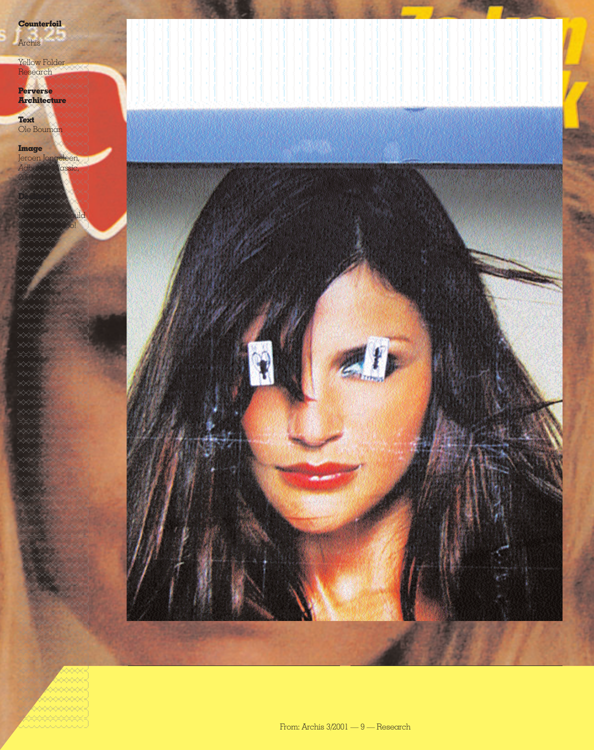**Counterfoil**

Archis

Yellow Folder
Research

**Perverse Architecture**

**Text**
Ole Bouman

**Image**
Jeroen Jongeleen,
*Adb*... ...lassic,
200...

From: Archis 3/2001 — 9 — Research